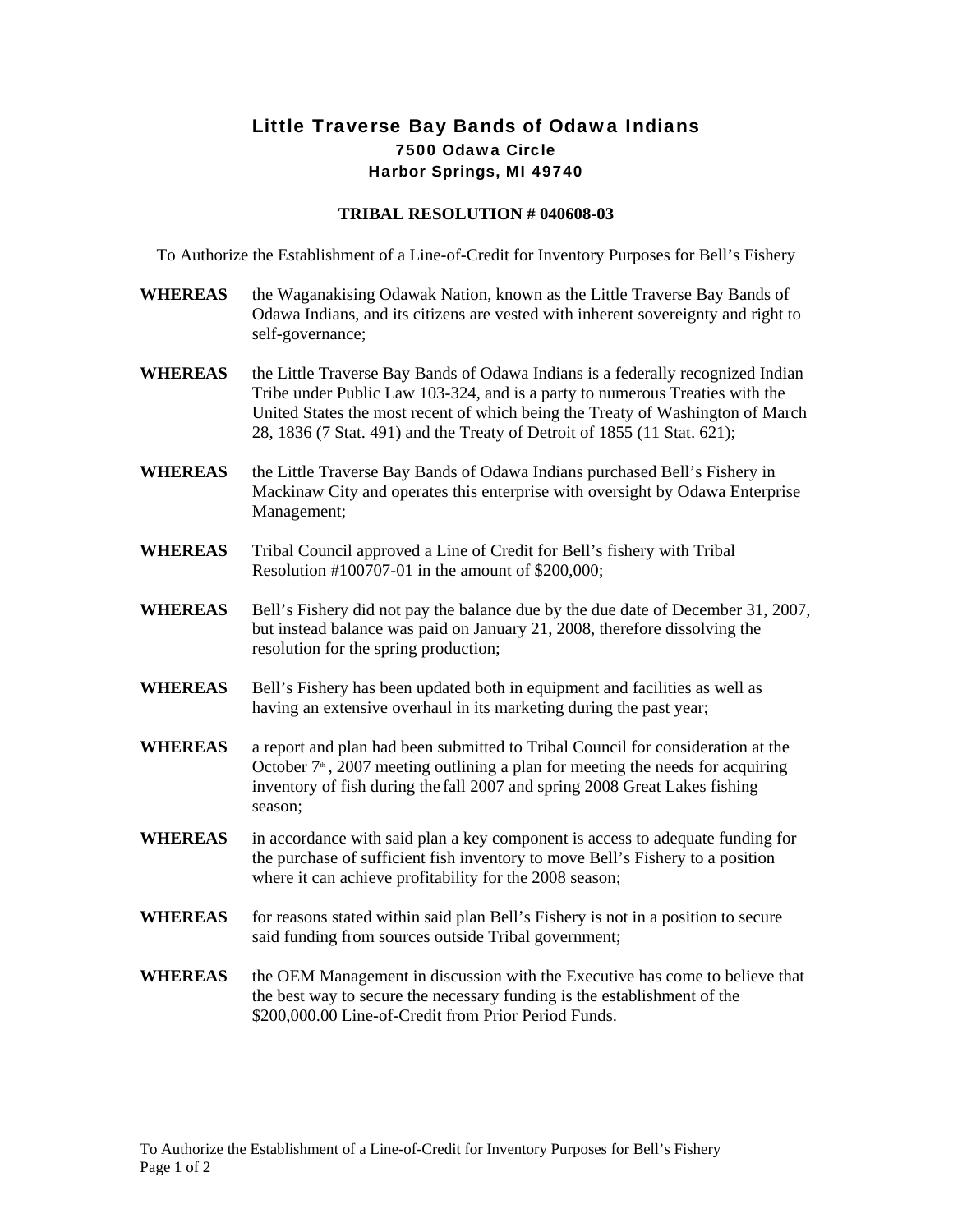# Little Traverse Bay Bands of Odawa Indians

**7500 Odawa Circle**
**Harbor Springs, MI 49740**

## TRIBAL RESOLUTION # 040608-03

To Authorize the Establishment of a Line-of-Credit for Inventory Purposes for Bell's Fishery

**WHEREAS** the Waganakising Odawak Nation, known as the Little Traverse Bay Bands of Odawa Indians, and its citizens are vested with inherent sovereignty and right to self-governance;

**WHEREAS** the Little Traverse Bay Bands of Odawa Indians is a federally recognized Indian Tribe under Public Law 103-324, and is a party to numerous Treaties with the United States the most recent of which being the Treaty of Washington of March 28, 1836 (7 Stat. 491) and the Treaty of Detroit of 1855 (11 Stat. 621);

**WHEREAS** the Little Traverse Bay Bands of Odawa Indians purchased Bell's Fishery in Mackinaw City and operates this enterprise with oversight by Odawa Enterprise Management;

**WHEREAS** Tribal Council approved a Line of Credit for Bell's fishery with Tribal Resolution #100707-01 in the amount of $200,000;

**WHEREAS** Bell's Fishery did not pay the balance due by the due date of December 31, 2007, but instead balance was paid on January 21, 2008, therefore dissolving the resolution for the spring production;

**WHEREAS** Bell's Fishery has been updated both in equipment and facilities as well as having an extensive overhaul in its marketing during the past year;

**WHEREAS** a report and plan had been submitted to Tribal Council for consideration at the October 7th, 2007 meeting outlining a plan for meeting the needs for acquiring inventory of fish during the fall 2007 and spring 2008 Great Lakes fishing season;

**WHEREAS** in accordance with said plan a key component is access to adequate funding for the purchase of sufficient fish inventory to move Bell's Fishery to a position where it can achieve profitability for the 2008 season;

**WHEREAS** for reasons stated within said plan Bell's Fishery is not in a position to secure said funding from sources outside Tribal government;

**WHEREAS** the OEM Management in discussion with the Executive has come to believe that the best way to secure the necessary funding is the establishment of the $200,000.00 Line-of-Credit from Prior Period Funds.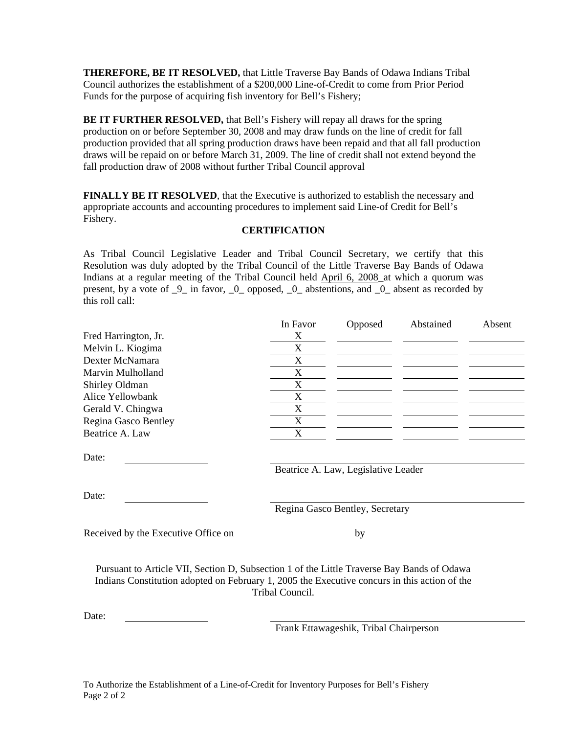**THEREFORE, BE IT RESOLVED,** that Little Traverse Bay Bands of Odawa Indians Tribal Council authorizes the establishment of a $200,000 Line-of-Credit to come from Prior Period Funds for the purpose of acquiring fish inventory for Bell's Fishery;

**BE IT FURTHER RESOLVED,** that Bell's Fishery will repay all draws for the spring production on or before September 30, 2008 and may draw funds on the line of credit for fall production provided that all spring production draws have been repaid and that all fall production draws will be repaid on or before March 31, 2009. The line of credit shall not extend beyond the fall production draw of 2008 without further Tribal Council approval

**FINALLY BE IT RESOLVED**, that the Executive is authorized to establish the necessary and appropriate accounts and accounting procedures to implement said Line-of Credit for Bell's Fishery.

## CERTIFICATION

As Tribal Council Legislative Leader and Tribal Council Secretary, we certify that this Resolution was duly adopted by the Tribal Council of the Little Traverse Bay Bands of Odawa Indians at a regular meeting of the Tribal Council held April 6, 2008 at which a quorum was present, by a vote of _9_ in favor, _0_ opposed, _0_ abstentions, and _0_ absent as recorded by this roll call:

| | In Favor | Opposed | Abstained | Absent |
|---|---|---|---|---|
| Fred Harrington, Jr. | X | | | |
| Melvin L. Kiogima | X | | | |
| Dexter McNamara | X | | | |
| Marvin Mulholland | X | | | |
| Shirley Oldman | X | | | |
| Alice Yellowbank | X | | | |
| Gerald V. Chingwa | X | | | |
| Regina Gasco Bentley | X | | | |
| Beatrice A. Law | X | | | |

Date: ____________ ______________________________
Beatrice A. Law, Legislative Leader

Date: ____________ ______________________________
Regina Gasco Bentley, Secretary

Received by the Executive Office on ____________ by ______________________

Pursuant to Article VII, Section D, Subsection 1 of the Little Traverse Bay Bands of Odawa Indians Constitution adopted on February 1, 2005 the Executive concurs in this action of the Tribal Council.

Date: ____________ ______________________________
Frank Ettawageshik, Tribal Chairperson

To Authorize the Establishment of a Line-of-Credit for Inventory Purposes for Bell's Fishery